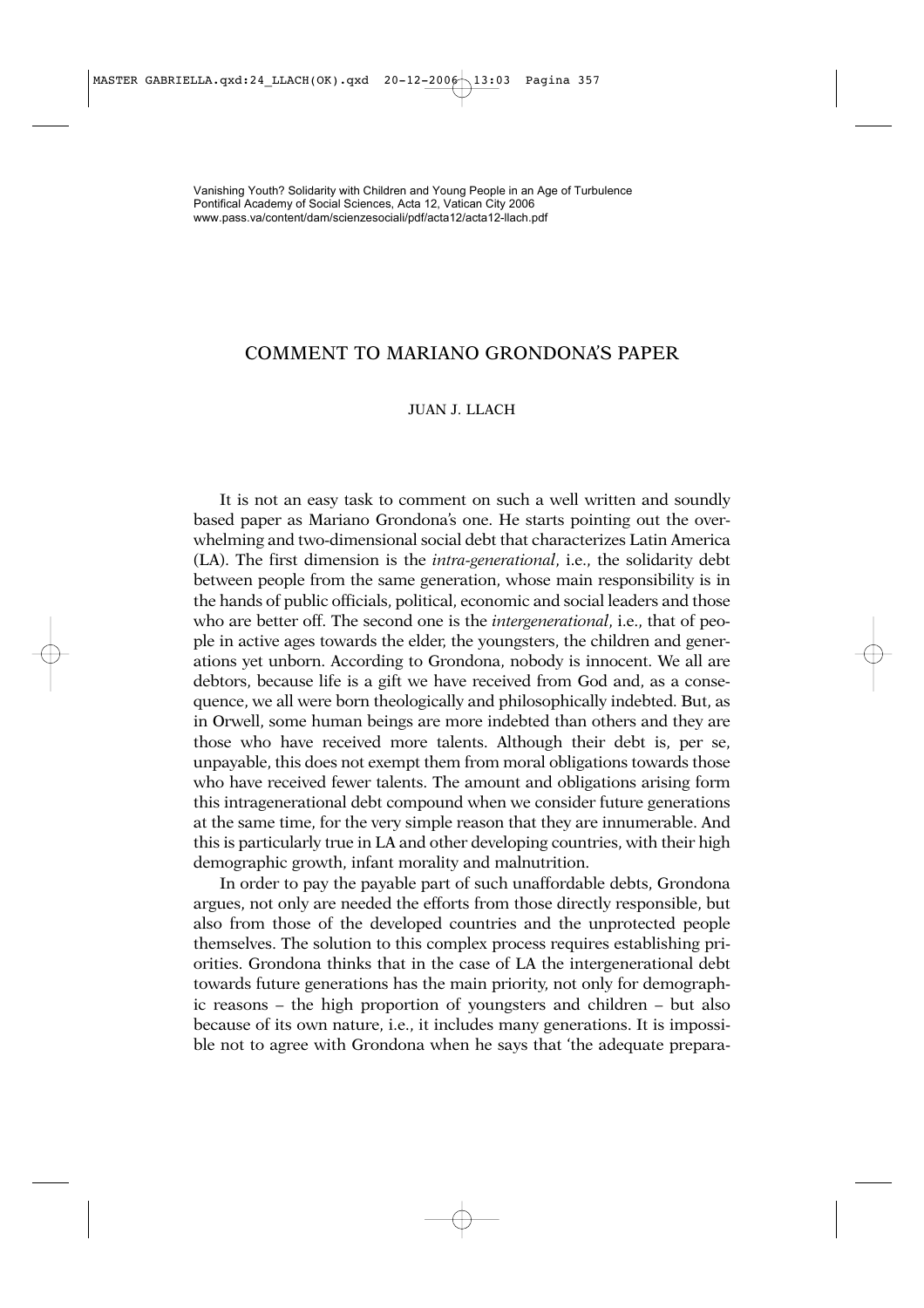Vanishing Youth? Solidarity with Children and Young People in an Age of Turbulence
Pontifical Academy of Social Sciences, Acta 12, Vatican City 2006
www.pass.va/content/dam/scienzesociali/pdf/acta12/acta12-llach.pdf

# COMMENT TO MARIANO GRONDONA'S PAPER

JUAN J. LLACH

It is not an easy task to comment on such a well written and soundly based paper as Mariano Grondona's one. He starts pointing out the overwhelming and two-dimensional social debt that characterizes Latin America (LA). The first dimension is the *intra-generational*, i.e., the solidarity debt between people from the same generation, whose main responsibility is in the hands of public officials, political, economic and social leaders and those who are better off. The second one is the *intergenerational*, i.e., that of people in active ages towards the elder, the youngsters, the children and generations yet unborn. According to Grondona, nobody is innocent. We all are debtors, because life is a gift we have received from God and, as a consequence, we all were born theologically and philosophically indebted. But, as in Orwell, some human beings are more indebted than others and they are those who have received more talents. Although their debt is, per se, unpayable, this does not exempt them from moral obligations towards those who have received fewer talents. The amount and obligations arising form this intragenerational debt compound when we consider future generations at the same time, for the very simple reason that they are innumerable. And this is particularly true in LA and other developing countries, with their high demographic growth, infant morality and malnutrition.

In order to pay the payable part of such unaffordable debts, Grondona argues, not only are needed the efforts from those directly responsible, but also from those of the developed countries and the unprotected people themselves. The solution to this complex process requires establishing priorities. Grondona thinks that in the case of LA the intergenerational debt towards future generations has the main priority, not only for demographic reasons – the high proportion of youngsters and children – but also because of its own nature, i.e., it includes many generations. It is impossible not to agree with Grondona when he says that 'the adequate prepara-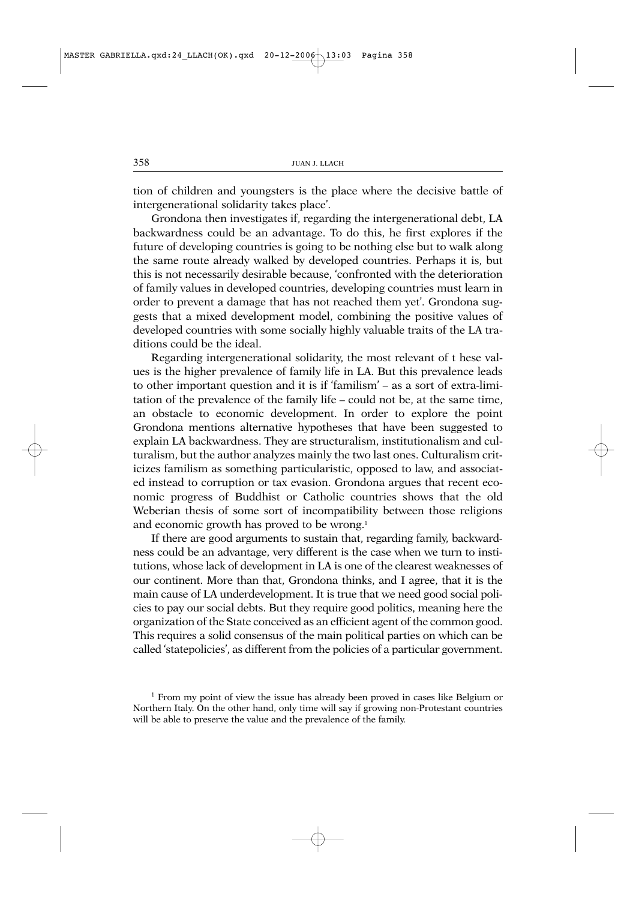tion of children and youngsters is the place where the decisive battle of intergenerational solidarity takes place'.

Grondona then investigates if, regarding the intergenerational debt, LA backwardness could be an advantage. To do this, he first explores if the future of developing countries is going to be nothing else but to walk along the same route already walked by developed countries. Perhaps it is, but this is not necessarily desirable because, 'confronted with the deterioration of family values in developed countries, developing countries must learn in order to prevent a damage that has not reached them yet'. Grondona suggests that a mixed development model, combining the positive values of developed countries with some socially highly valuable traits of the LA traditions could be the ideal.

Regarding intergenerational solidarity, the most relevant of t hese values is the higher prevalence of family life in LA. But this prevalence leads to other important question and it is if 'familism' – as a sort of extra-limitation of the prevalence of the family life – could not be, at the same time, an obstacle to economic development. In order to explore the point Grondona mentions alternative hypotheses that have been suggested to explain LA backwardness. They are structuralism, institutionalism and culturalism, but the author analyzes mainly the two last ones. Culturalism criticizes familism as something particularistic, opposed to law, and associated instead to corruption or tax evasion. Grondona argues that recent economic progress of Buddhist or Catholic countries shows that the old Weberian thesis of some sort of incompatibility between those religions and economic growth has proved to be wrong.[1]

If there are good arguments to sustain that, regarding family, backwardness could be an advantage, very different is the case when we turn to institutions, whose lack of development in LA is one of the clearest weaknesses of our continent. More than that, Grondona thinks, and I agree, that it is the main cause of LA underdevelopment. It is true that we need good social policies to pay our social debts. But they require good politics, meaning here the organization of the State conceived as an efficient agent of the common good. This requires a solid consensus of the main political parties on which can be called 'statepolicies', as different from the policies of a particular government.

[1] From my point of view the issue has already been proved in cases like Belgium or Northern Italy. On the other hand, only time will say if growing non-Protestant countries will be able to preserve the value and the prevalence of the family.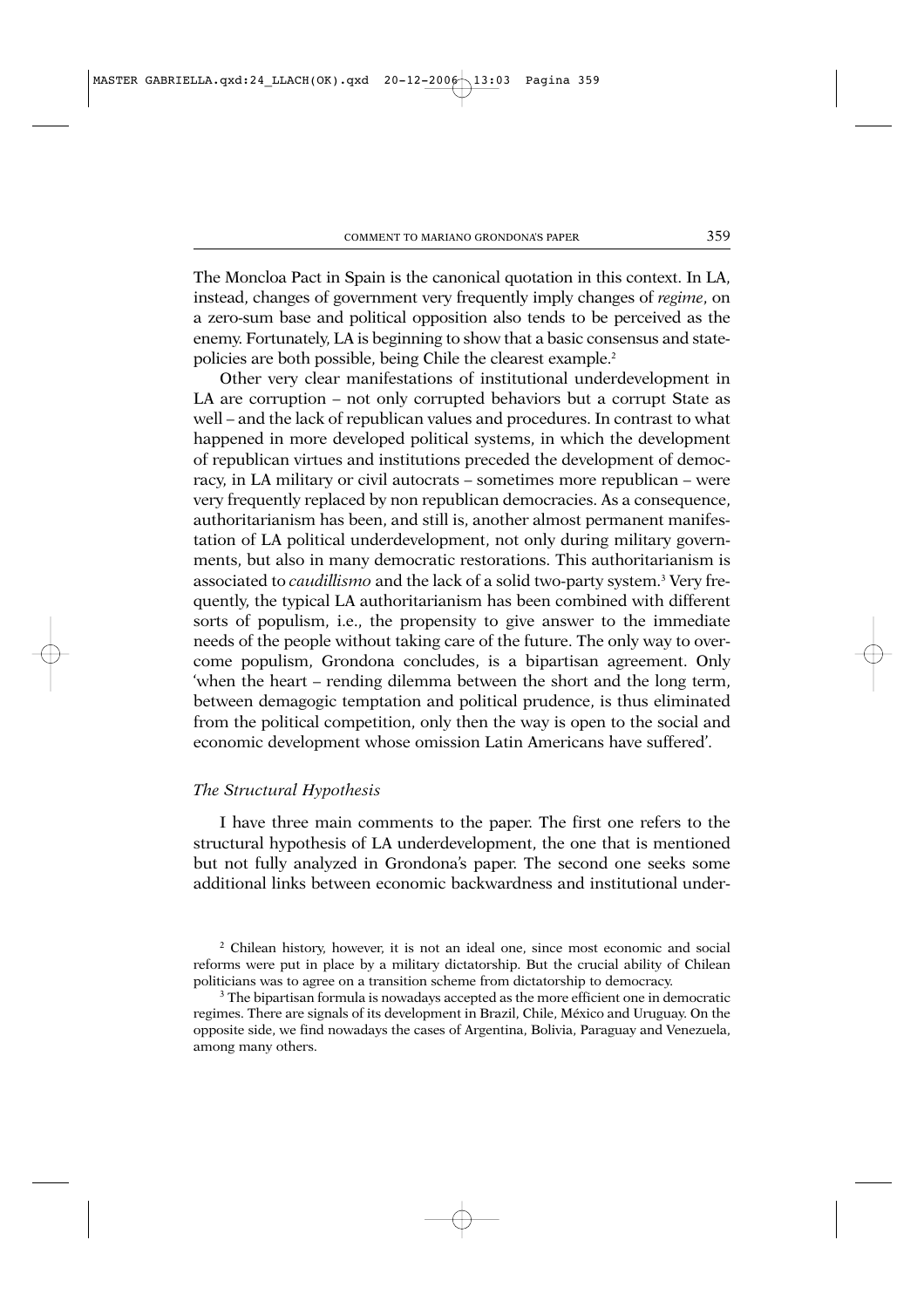The Moncloa Pact in Spain is the canonical quotation in this context. In LA, instead, changes of government very frequently imply changes of *regime*, on a zero-sum base and political opposition also tends to be perceived as the enemy. Fortunately, LA is beginning to show that a basic consensus and state-policies are both possible, being Chile the clearest example.[2]

Other very clear manifestations of institutional underdevelopment in LA are corruption – not only corrupted behaviors but a corrupt State as well – and the lack of republican values and procedures. In contrast to what happened in more developed political systems, in which the development of republican virtues and institutions preceded the development of democracy, in LA military or civil autocrats – sometimes more republican – were very frequently replaced by non republican democracies. As a consequence, authoritarianism has been, and still is, another almost permanent manifestation of LA political underdevelopment, not only during military governments, but also in many democratic restorations. This authoritarianism is associated to *caudillismo* and the lack of a solid two-party system.[3] Very frequently, the typical LA authoritarianism has been combined with different sorts of populism, i.e., the propensity to give answer to the immediate needs of the people without taking care of the future. The only way to overcome populism, Grondona concludes, is a bipartisan agreement. Only 'when the heart – rending dilemma between the short and the long term, between demagogic temptation and political prudence, is thus eliminated from the political competition, only then the way is open to the social and economic development whose omission Latin Americans have suffered'.

### *The Structural Hypothesis*

I have three main comments to the paper. The first one refers to the structural hypothesis of LA underdevelopment, the one that is mentioned but not fully analyzed in Grondona's paper. The second one seeks some additional links between economic backwardness and institutional under-

[2] Chilean history, however, it is not an ideal one, since most economic and social reforms were put in place by a military dictatorship. But the crucial ability of Chilean politicians was to agree on a transition scheme from dictatorship to democracy.

[3] The bipartisan formula is nowadays accepted as the more efficient one in democratic regimes. There are signals of its development in Brazil, Chile, México and Uruguay. On the opposite side, we find nowadays the cases of Argentina, Bolivia, Paraguay and Venezuela, among many others.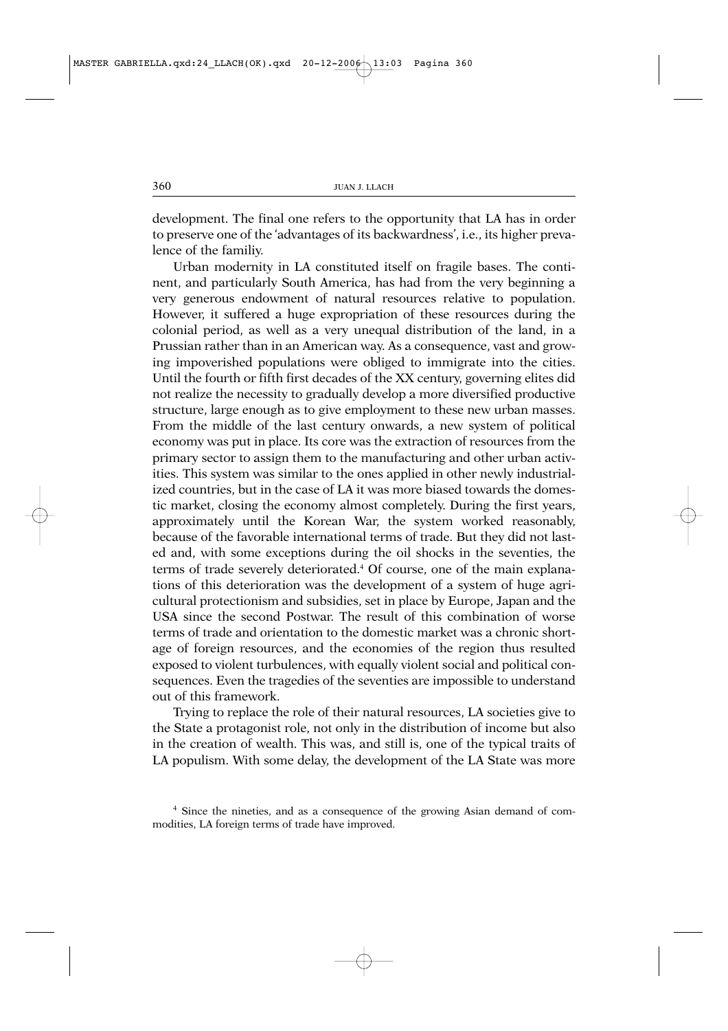development. The final one refers to the opportunity that LA has in order to preserve one of the 'advantages of its backwardness', i.e., its higher prevalence of the familiy.

Urban modernity in LA constituted itself on fragile bases. The continent, and particularly South America, has had from the very beginning a very generous endowment of natural resources relative to population. However, it suffered a huge expropriation of these resources during the colonial period, as well as a very unequal distribution of the land, in a Prussian rather than in an American way. As a consequence, vast and growing impoverished populations were obliged to immigrate into the cities. Until the fourth or fifth first decades of the XX century, governing elites did not realize the necessity to gradually develop a more diversified productive structure, large enough as to give employment to these new urban masses. From the middle of the last century onwards, a new system of political economy was put in place. Its core was the extraction of resources from the primary sector to assign them to the manufacturing and other urban activities. This system was similar to the ones applied in other newly industrialized countries, but in the case of LA it was more biased towards the domestic market, closing the economy almost completely. During the first years, approximately until the Korean War, the system worked reasonably, because of the favorable international terms of trade. But they did not lasted and, with some exceptions during the oil shocks in the seventies, the terms of trade severely deteriorated.[4] Of course, one of the main explanations of this deterioration was the development of a system of huge agricultural protectionism and subsidies, set in place by Europe, Japan and the USA since the second Postwar. The result of this combination of worse terms of trade and orientation to the domestic market was a chronic shortage of foreign resources, and the economies of the region thus resulted exposed to violent turbulences, with equally violent social and political consequences. Even the tragedies of the seventies are impossible to understand out of this framework.

Trying to replace the role of their natural resources, LA societies give to the State a protagonist role, not only in the distribution of income but also in the creation of wealth. This was, and still is, one of the typical traits of LA populism. With some delay, the development of the LA State was more

[4] Since the nineties, and as a consequence of the growing Asian demand of commodities, LA foreign terms of trade have improved.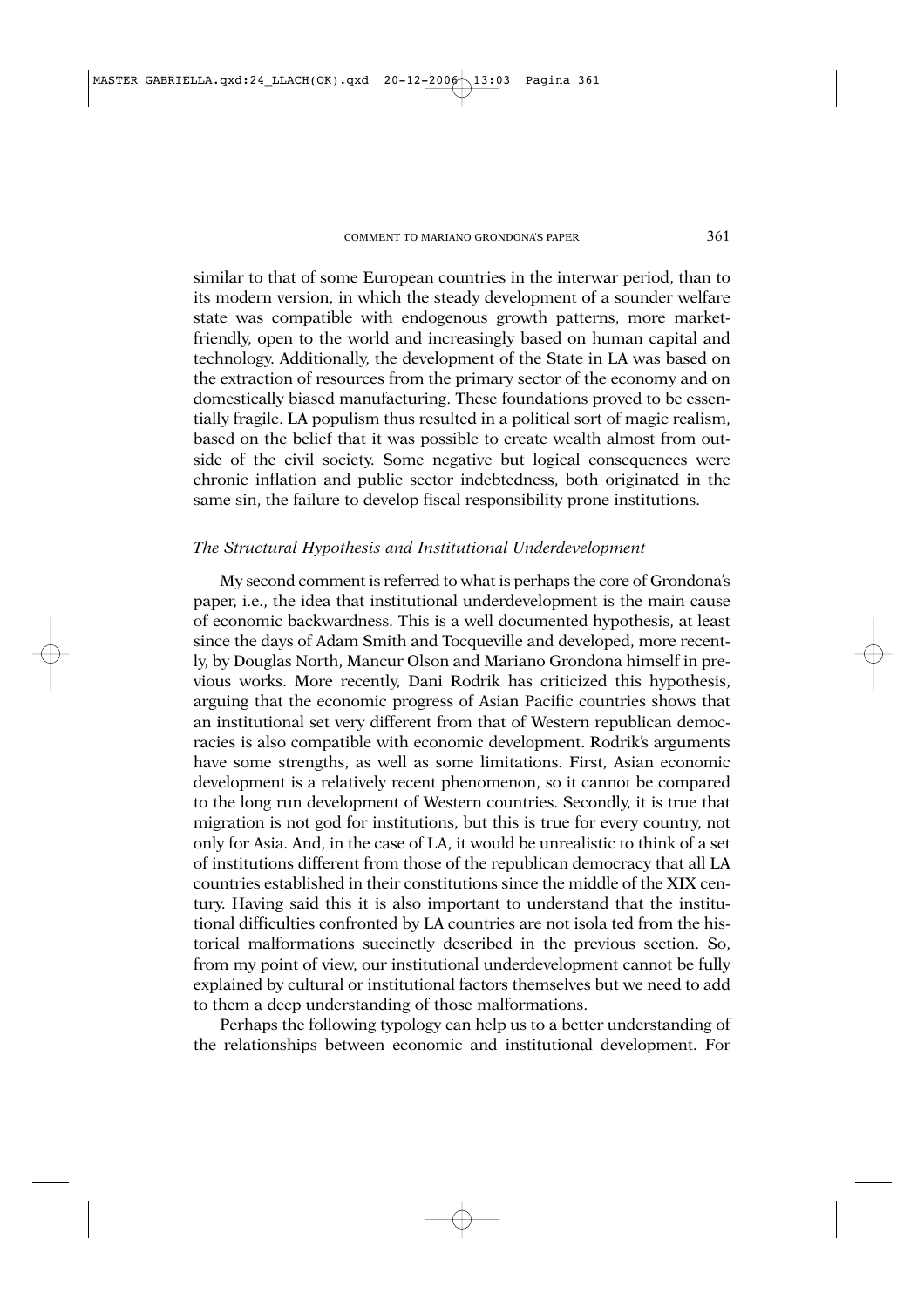similar to that of some European countries in the interwar period, than to its modern version, in which the steady development of a sounder welfare state was compatible with endogenous growth patterns, more market-friendly, open to the world and increasingly based on human capital and technology. Additionally, the development of the State in LA was based on the extraction of resources from the primary sector of the economy and on domestically biased manufacturing. These foundations proved to be essentially fragile. LA populism thus resulted in a political sort of magic realism, based on the belief that it was possible to create wealth almost from outside of the civil society. Some negative but logical consequences were chronic inflation and public sector indebtedness, both originated in the same sin, the failure to develop fiscal responsibility prone institutions.

### *The Structural Hypothesis and Institutional Underdevelopment*

My second comment is referred to what is perhaps the core of Grondona's paper, i.e., the idea that institutional underdevelopment is the main cause of economic backwardness. This is a well documented hypothesis, at least since the days of Adam Smith and Tocqueville and developed, more recently, by Douglas North, Mancur Olson and Mariano Grondona himself in previous works. More recently, Dani Rodrik has criticized this hypothesis, arguing that the economic progress of Asian Pacific countries shows that an institutional set very different from that of Western republican democracies is also compatible with economic development. Rodrik's arguments have some strengths, as well as some limitations. First, Asian economic development is a relatively recent phenomenon, so it cannot be compared to the long run development of Western countries. Secondly, it is true that migration is not god for institutions, but this is true for every country, not only for Asia. And, in the case of LA, it would be unrealistic to think of a set of institutions different from those of the republican democracy that all LA countries established in their constitutions since the middle of the XIX century. Having said this it is also important to understand that the institutional difficulties confronted by LA countries are not isola ted from the historical malformations succinctly described in the previous section. So, from my point of view, our institutional underdevelopment cannot be fully explained by cultural or institutional factors themselves but we need to add to them a deep understanding of those malformations.

Perhaps the following typology can help us to a better understanding of the relationships between economic and institutional development. For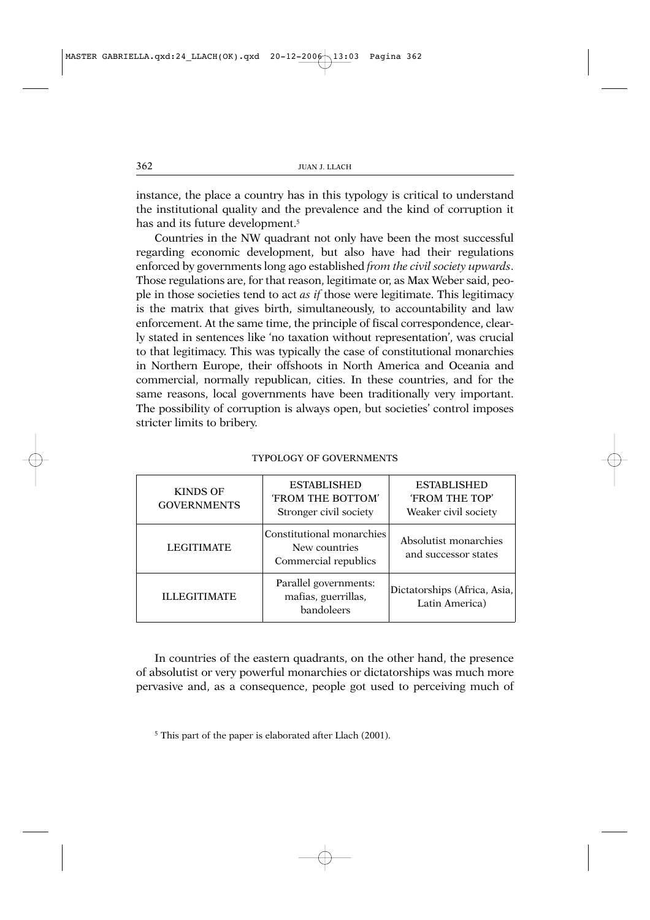instance, the place a country has in this typology is critical to understand the institutional quality and the prevalence and the kind of corruption it has and its future development.[5]

Countries in the NW quadrant not only have been the most successful regarding economic development, but also have had their regulations enforced by governments long ago established *from the civil society upwards*. Those regulations are, for that reason, legitimate or, as Max Weber said, people in those societies tend to act *as if* those were legitimate. This legitimacy is the matrix that gives birth, simultaneously, to accountability and law enforcement. At the same time, the principle of fiscal correspondence, clearly stated in sentences like 'no taxation without representation', was crucial to that legitimacy. This was typically the case of constitutional monarchies in Northern Europe, their offshoots in North America and Oceania and commercial, normally republican, cities. In these countries, and for the same reasons, local governments have been traditionally very important. The possibility of corruption is always open, but societies' control imposes stricter limits to bribery.

TYPOLOGY OF GOVERNMENTS

| KINDS OF GOVERNMENTS | ESTABLISHED 'FROM THE BOTTOM' Stronger civil society | ESTABLISHED 'FROM THE TOP' Weaker civil society |
|---|---|---|
| LEGITIMATE | Constitutional monarchies New countries Commercial republics | Absolutist monarchies and successor states |
| ILLEGITIMATE | Parallel governments: mafias, guerrillas, bandoleers | Dictatorships (Africa, Asia, Latin America) |

In countries of the eastern quadrants, on the other hand, the presence of absolutist or very powerful monarchies or dictatorships was much more pervasive and, as a consequence, people got used to perceiving much of

[5] This part of the paper is elaborated after Llach (2001).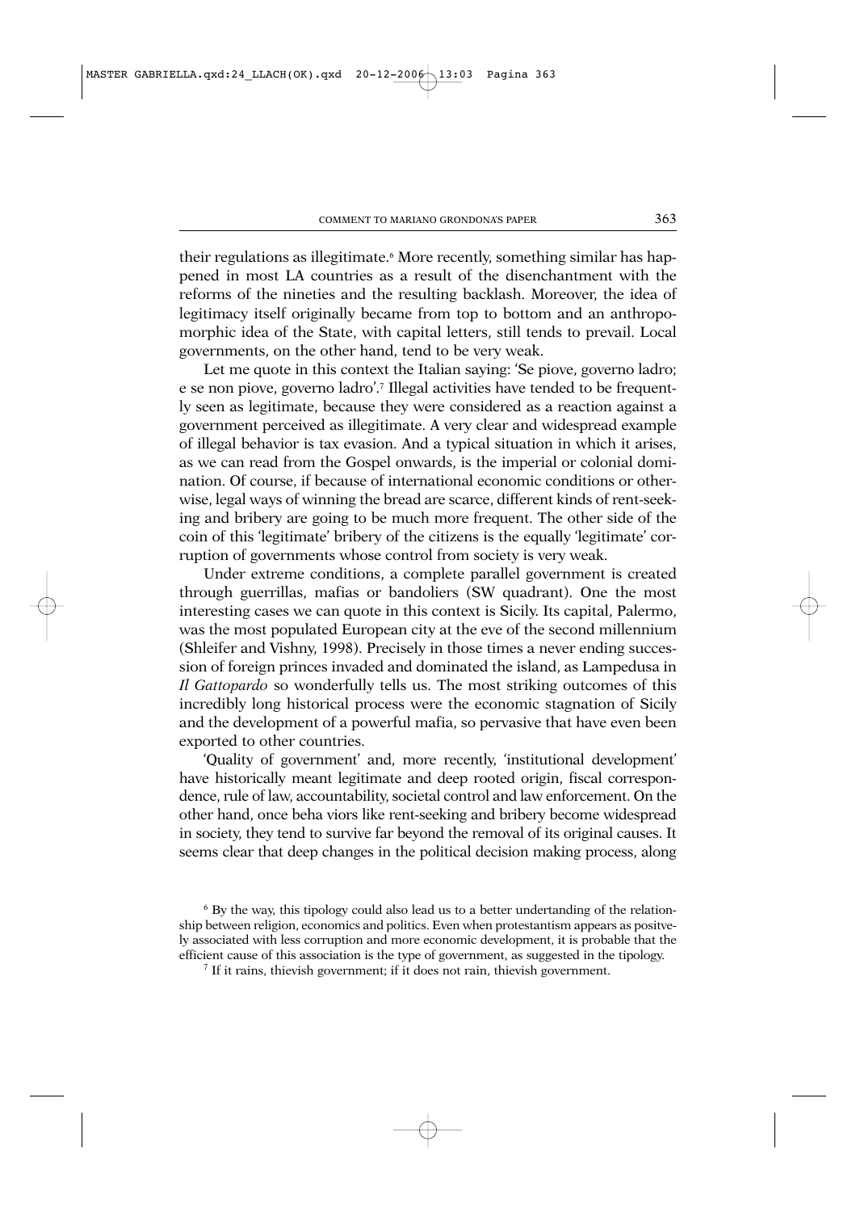their regulations as illegitimate.[6] More recently, something similar has happened in most LA countries as a result of the disenchantment with the reforms of the nineties and the resulting backlash. Moreover, the idea of legitimacy itself originally became from top to bottom and an anthropomorphic idea of the State, with capital letters, still tends to prevail. Local governments, on the other hand, tend to be very weak.

Let me quote in this context the Italian saying: 'Se piove, governo ladro; e se non piove, governo ladro'.[7] Illegal activities have tended to be frequently seen as legitimate, because they were considered as a reaction against a government perceived as illegitimate. A very clear and widespread example of illegal behavior is tax evasion. And a typical situation in which it arises, as we can read from the Gospel onwards, is the imperial or colonial domination. Of course, if because of international economic conditions or otherwise, legal ways of winning the bread are scarce, different kinds of rent-seeking and bribery are going to be much more frequent. The other side of the coin of this 'legitimate' bribery of the citizens is the equally 'legitimate' corruption of governments whose control from society is very weak.

Under extreme conditions, a complete parallel government is created through guerrillas, mafias or bandoliers (SW quadrant). One the most interesting cases we can quote in this context is Sicily. Its capital, Palermo, was the most populated European city at the eve of the second millennium (Shleifer and Vishny, 1998). Precisely in those times a never ending succession of foreign princes invaded and dominated the island, as Lampedusa in *Il Gattopardo* so wonderfully tells us. The most striking outcomes of this incredibly long historical process were the economic stagnation of Sicily and the development of a powerful mafia, so pervasive that have even been exported to other countries.

'Quality of government' and, more recently, 'institutional development' have historically meant legitimate and deep rooted origin, fiscal correspondence, rule of law, accountability, societal control and law enforcement. On the other hand, once beha viors like rent-seeking and bribery become widespread in society, they tend to survive far beyond the removal of its original causes. It seems clear that deep changes in the political decision making process, along

[6] By the way, this tipology could also lead us to a better undertanding of the relationship between religion, economics and politics. Even when protestantism appears as positvely associated with less corruption and more economic development, it is probable that the efficient cause of this association is the type of government, as suggested in the tipology.

[7] If it rains, thievish government; if it does not rain, thievish government.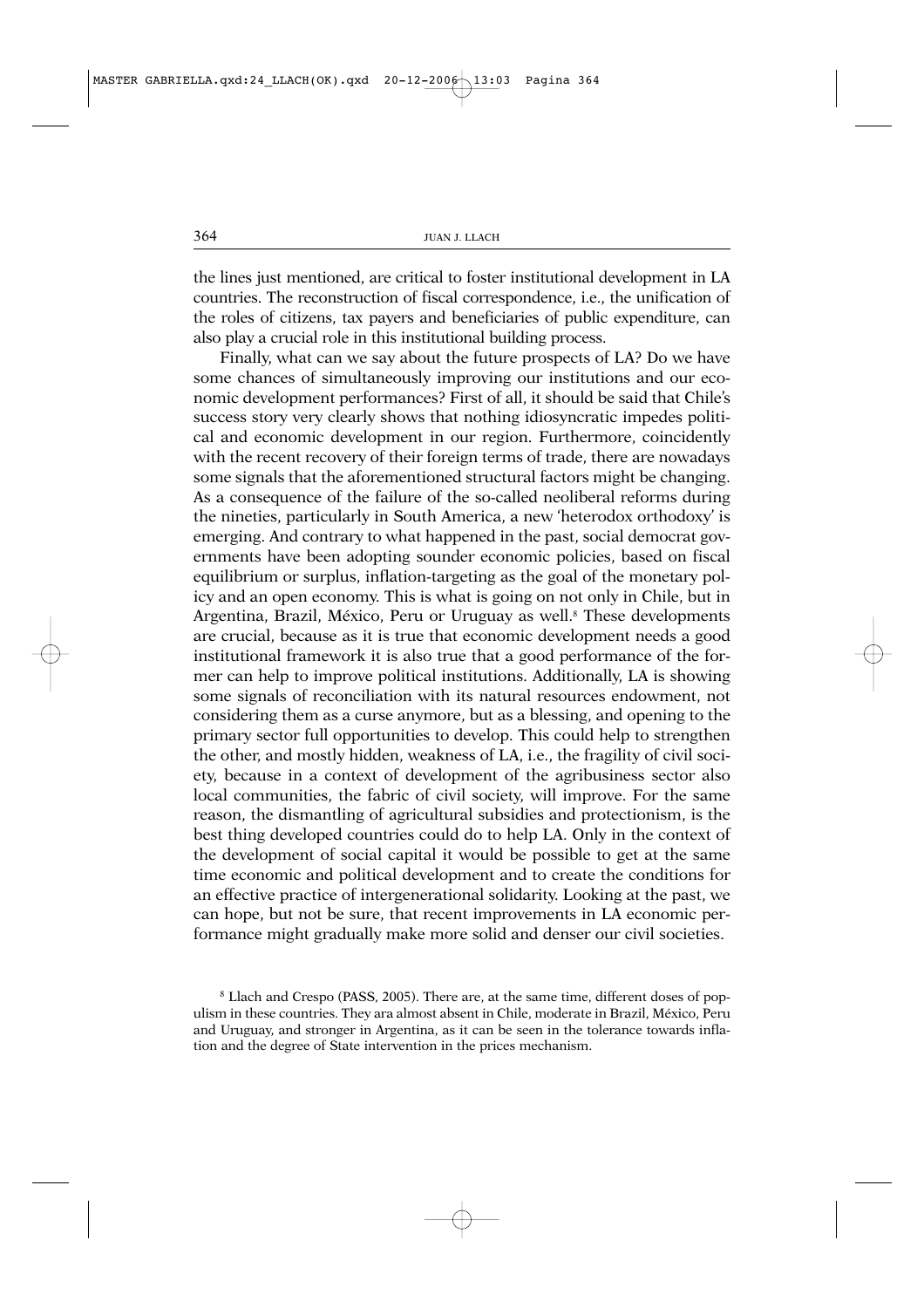the lines just mentioned, are critical to foster institutional development in LA countries. The reconstruction of fiscal correspondence, i.e., the unification of the roles of citizens, tax payers and beneficiaries of public expenditure, can also play a crucial role in this institutional building process.

Finally, what can we say about the future prospects of LA? Do we have some chances of simultaneously improving our institutions and our economic development performances? First of all, it should be said that Chile's success story very clearly shows that nothing idiosyncratic impedes political and economic development in our region. Furthermore, coincidently with the recent recovery of their foreign terms of trade, there are nowadays some signals that the aforementioned structural factors might be changing. As a consequence of the failure of the so-called neoliberal reforms during the nineties, particularly in South America, a new 'heterodox orthodoxy' is emerging. And contrary to what happened in the past, social democrat governments have been adopting sounder economic policies, based on fiscal equilibrium or surplus, inflation-targeting as the goal of the monetary policy and an open economy. This is what is going on not only in Chile, but in Argentina, Brazil, México, Peru or Uruguay as well.[8] These developments are crucial, because as it is true that economic development needs a good institutional framework it is also true that a good performance of the former can help to improve political institutions. Additionally, LA is showing some signals of reconciliation with its natural resources endowment, not considering them as a curse anymore, but as a blessing, and opening to the primary sector full opportunities to develop. This could help to strengthen the other, and mostly hidden, weakness of LA, i.e., the fragility of civil society, because in a context of development of the agribusiness sector also local communities, the fabric of civil society, will improve. For the same reason, the dismantling of agricultural subsidies and protectionism, is the best thing developed countries could do to help LA. Only in the context of the development of social capital it would be possible to get at the same time economic and political development and to create the conditions for an effective practice of intergenerational solidarity. Looking at the past, we can hope, but not be sure, that recent improvements in LA economic performance might gradually make more solid and denser our civil societies.

[8] Llach and Crespo (PASS, 2005). There are, at the same time, different doses of populism in these countries. They ara almost absent in Chile, moderate in Brazil, México, Peru and Uruguay, and stronger in Argentina, as it can be seen in the tolerance towards inflation and the degree of State intervention in the prices mechanism.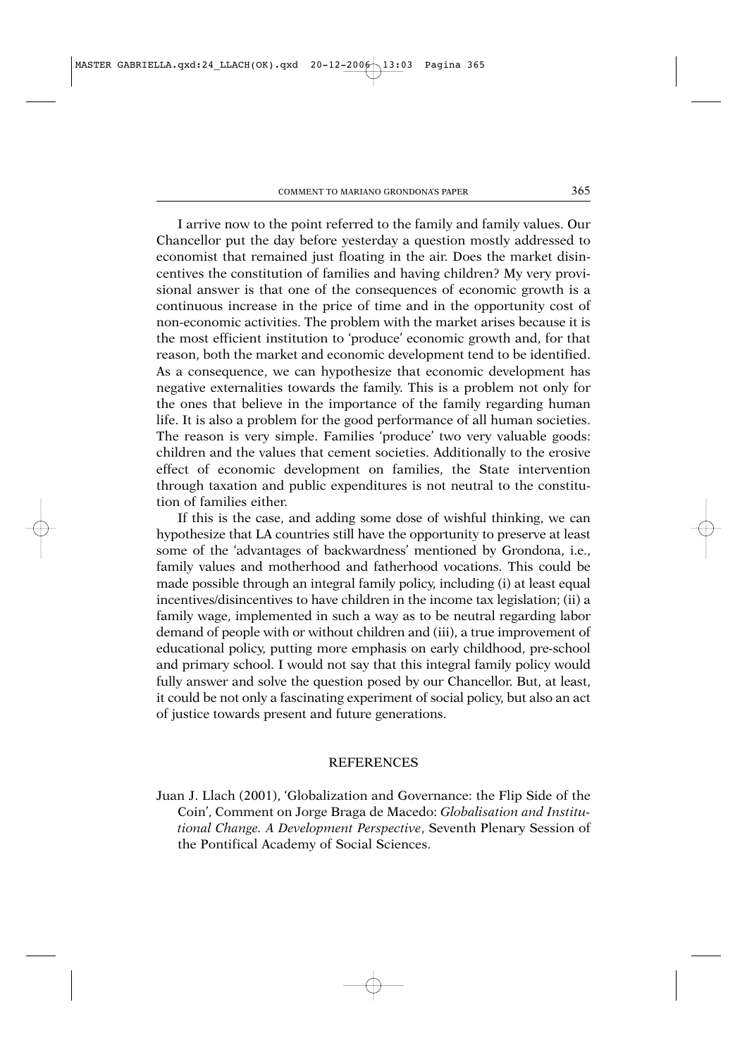I arrive now to the point referred to the family and family values. Our Chancellor put the day before yesterday a question mostly addressed to economist that remained just floating in the air. Does the market disincentives the constitution of families and having children? My very provisional answer is that one of the consequences of economic growth is a continuous increase in the price of time and in the opportunity cost of non-economic activities. The problem with the market arises because it is the most efficient institution to 'produce' economic growth and, for that reason, both the market and economic development tend to be identified. As a consequence, we can hypothesize that economic development has negative externalities towards the family. This is a problem not only for the ones that believe in the importance of the family regarding human life. It is also a problem for the good performance of all human societies. The reason is very simple. Families 'produce' two very valuable goods: children and the values that cement societies. Additionally to the erosive effect of economic development on families, the State intervention through taxation and public expenditures is not neutral to the constitution of families either.

If this is the case, and adding some dose of wishful thinking, we can hypothesize that LA countries still have the opportunity to preserve at least some of the 'advantages of backwardness' mentioned by Grondona, i.e., family values and motherhood and fatherhood vocations. This could be made possible through an integral family policy, including (i) at least equal incentives/disincentives to have children in the income tax legislation; (ii) a family wage, implemented in such a way as to be neutral regarding labor demand of people with or without children and (iii), a true improvement of educational policy, putting more emphasis on early childhood, pre-school and primary school. I would not say that this integral family policy would fully answer and solve the question posed by our Chancellor. But, at least, it could be not only a fascinating experiment of social policy, but also an act of justice towards present and future generations.

## REFERENCES

Juan J. Llach (2001), 'Globalization and Governance: the Flip Side of the Coin', Comment on Jorge Braga de Macedo: *Globalisation and Institutional Change. A Development Perspective*, Seventh Plenary Session of the Pontifical Academy of Social Sciences.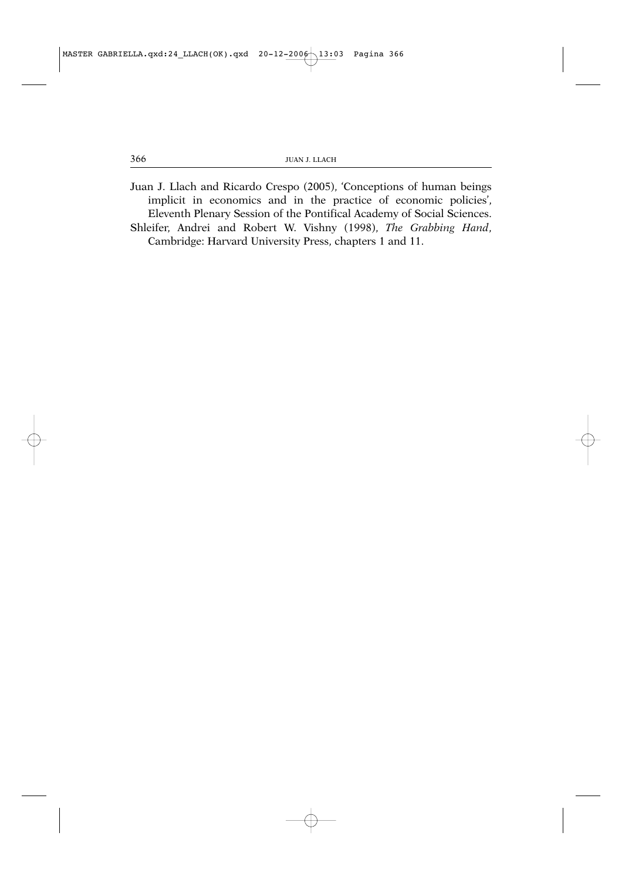Juan J. Llach and Ricardo Crespo (2005), 'Conceptions of human beings implicit in economics and in the practice of economic policies', Eleventh Plenary Session of the Pontifical Academy of Social Sciences.

Shleifer, Andrei and Robert W. Vishny (1998), *The Grabbing Hand*, Cambridge: Harvard University Press, chapters 1 and 11.